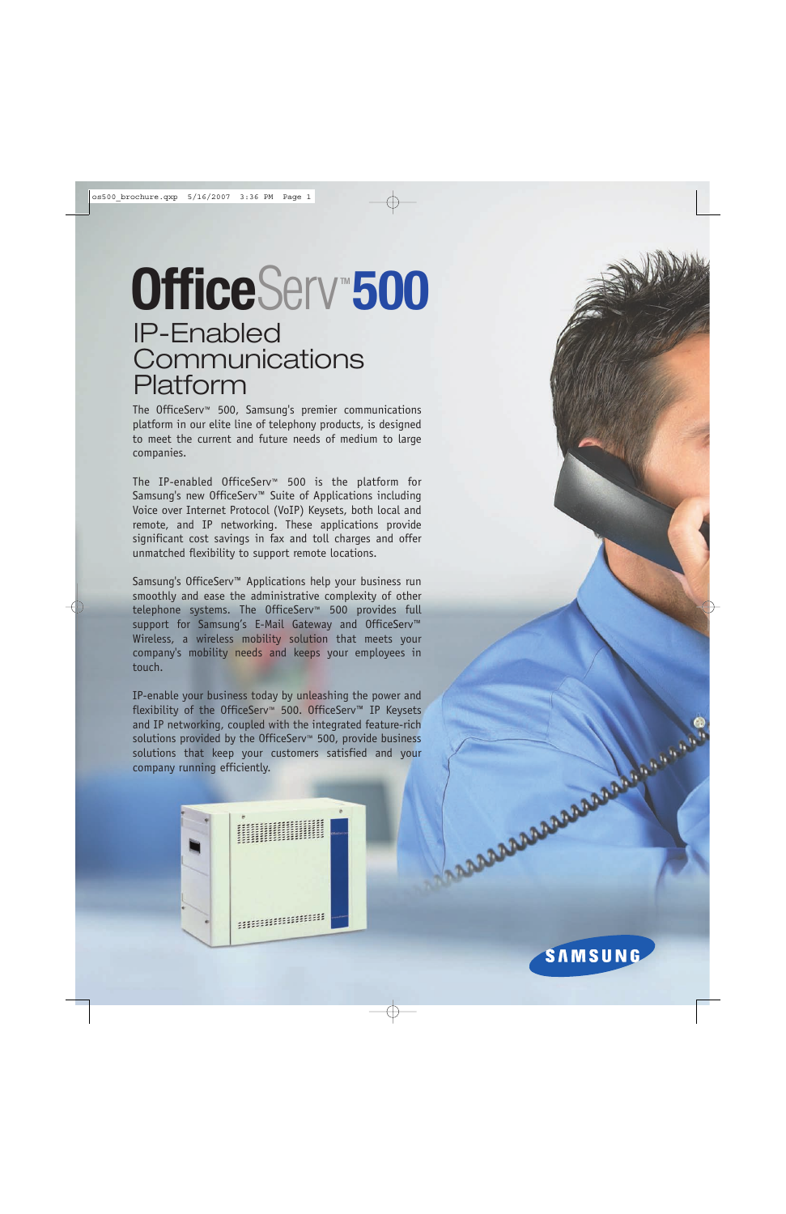# OfficeServ™ 500

## IP-Enabled Communications Platform

The OfficeServ™ 500, Samsung's premier communications platform in our elite line of telephony products, is designed to meet the current and future needs of medium to large companies.

The IP-enabled OfficeServ™ 500 is the platform for Samsung's new OfficeServ™ Suite of Applications including Voice over Internet Protocol (VoIP) Keysets, both local and remote, and IP networking. These applications provide significant cost savings in fax and toll charges and offer unmatched flexibility to support remote locations.

Samsung's OfficeServ™ Applications help your business run smoothly and ease the administrative complexity of other telephone systems. The OfficeServ™ 500 provides full support for Samsung's E-Mail Gateway and OfficeServ™ Wireless, a wireless mobility solution that meets your company's mobility needs and keeps your employees in touch.

IP-enable your business today by unleashing the power and flexibility of the OfficeServ™ 500. OfficeServ™ IP Keysets and IP networking, coupled with the integrated feature-rich solutions provided by the OfficeServ™ 500, provide business solutions that keep your customers satisfied and your company running efficiently.

SAMSUNG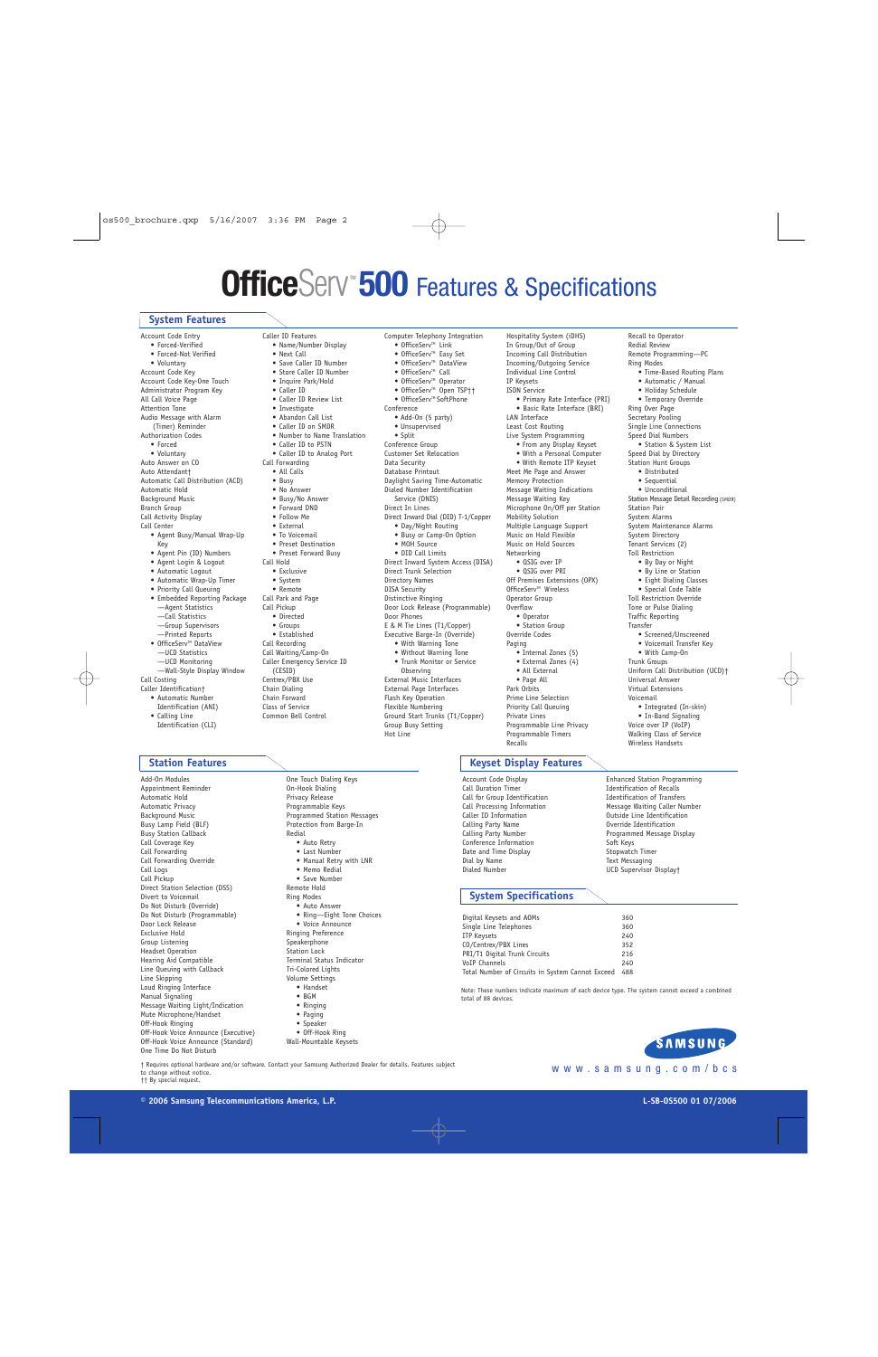# OfficeServ™ 500 Features & Specifications

## System Features

Account Code Entry
- Forced-Verified
- Forced-Not Verified
- Voluntary

Account Code Key
Account Code Key-One Touch
Administrator Program Key
All Call Voice Page
Attention Tone
Audio Message with Alarm (Timer) Reminder
Authorization Codes
- Forced
- Voluntary

Auto Answer on CO
Auto Attendant†
Automatic Call Distribution (ACD)
Automatic Hold
Background Music
Branch Group
Call Activity Display
Call Center
- Agent Busy/Manual Wrap-Up Key
- Agent Pin (ID) Numbers
- Agent Login & Logout
- Automatic Logout
- Automatic Wrap-Up Timer
- Priority Call Queuing
- Embedded Reporting Package
  - —Agent Statistics
  - —Call Statistics
  - —Group Supervisors
  - —Printed Reports
- OfficeServ™ DataView
  - —UCD Statistics
  - —UCD Monitoring
  - —Wall-Style Display Window

Call Costing
Caller Identification†
- Automatic Number Identification (ANI)
- Calling Line Identification (CLI)

Caller ID Features
- Name/Number Display
- Next Call
- Save Caller ID Number
- Store Caller ID Number
- Inquire Park/Hold
- Caller ID
- Caller ID Review List
- Investigate
- Abandon Call List
- Caller ID on SMDR
- Number to Name Translation
- Caller ID to PSTN
- Caller ID to Analog Port

Call Forwarding
- All Calls
- Busy
- No Answer
- Busy/No Answer
- Forward DND
- Follow Me
- External
- To Voicemail
- Preset Destination
- Preset Forward Busy

Call Hold
- Exclusive
- System
- Remote

Call Park and Page
Call Pickup
- Directed
- Groups
- Established

Call Recording
Call Waiting/Camp-On
Caller Emergency Service ID (CESID)
Centrex/PBX Use
Chain Dialing
Chain Forward
Class of Service
Common Bell Control

Computer Telephony Integration
- OfficeServ™ Link
- OfficeServ™ Easy Set
- OfficeServ™ DataView
- OfficeServ™ Call
- OfficeServ™ Operator
- OfficeServ™ Open TSP††
- OfficeServ™ SoftPhone

Conference
- Add-On (5 party)
- Unsupervised
- Split

Conference Group
Customer Set Relocation
Data Security
Database Printout
Daylight Saving Time-Automatic
Dialed Number Identification Service (DNIS)
Direct In Lines
Direct Inward Dial (DID) T-1/Copper
- Day/Night Routing
- Busy or Camp-On Option
- MOH Source
- DID Call Limits

Direct Inward System Access (DISA)
Direct Trunk Selection
Directory Names
DISA Security
Distinctive Ringing
Door Lock Release (Programmable)
Door Phones
E & M Tie Lines (T1/Copper)
Executive Barge-In (Override)
- With Warning Tone
- Without Warning Tone
- Trunk Monitor or Service Observing

External Music Interfaces
External Page Interfaces
Flash Key Operation
Flexible Numbering
Ground Start Trunks (T1/Copper)
Group Busy Setting
Hot Line

Hospitality System (iDHS)
In Group/Out of Group
Incoming Call Distribution
Incoming/Outgoing Service
Individual Line Control
IP Keysets
ISDN Service
- Primary Rate Interface (PRI)
- Basic Rate Interface (BRI)

LAN Interface
Least Cost Routing
Live System Programming
- From any Display Keyset
- With a Personal Computer
- With Remote ITP Keyset

Meet Me Page and Answer
Memory Protection
Message Waiting Indications
Message Waiting Key
Microphone On/Off per Station
Mobility Solution
Multiple Language Support
Music on Hold Flexible
Music on Hold Sources
Networking
- QSIG over IP
- QSIG over PRI

Off Premises Extensions (OPX)
OfficeServ™ Wireless
Operator Group
Overflow
- Operator
- Station Group

Override Codes
Paging
- Internal Zones (5)
- External Zones (4)
- All External
- Page All

Park Orbits
Prime Line Selection
Priority Call Queuing
Private Lines
Programmable Line Privacy
Programmable Timers
Recalls

Recall to Operator
Redial Review
Remote Programming—PC
Ring Modes
- Time-Based Routing Plans
- Automatic / Manual
- Holiday Schedule
- Temporary Override

Ring Over Page
Secretary Pooling
Single Line Connections
Speed Dial Numbers
- Station & System List

Speed Dial by Directory
Station Hunt Groups
- Distributed
- Sequential
- Unconditional

Station Message Detail Recording (SMDR)
Station Pair
System Alarms
System Maintenance Alarms
System Directory
Tenant Services (2)
Toll Restriction
- By Day or Night
- By Line or Station
- Eight Dialing Classes
- Special Code Table

Toll Restriction Override
Tone or Pulse Dialing
Traffic Reporting
Transfer
- Screened/Unscreened
- Voicemail Transfer Key
- With Camp-On

Trunk Groups
Uniform Call Distribution (UCD)†
Universal Answer
Virtual Extensions
Voicemail
- Integrated (In-skin)
- In-Band Signaling

Voice over IP (VoIP)
Walking Class of Service
Wireless Handsets

## Station Features

Add-On Modules
Appointment Reminder
Automatic Hold
Automatic Privacy
Background Music
Busy Lamp Field (BLF)
Busy Station Callback
Call Coverage Key
Call Forwarding
Call Forwarding Override
Call Logs
Call Pickup
Direct Station Selection (DSS)
Divert to Voicemail
Do Not Disturb (Override)
Do Not Disturb (Programmable)
Door Lock Release
Exclusive Hold
Group Listening
Headset Operation
Hearing Aid Compatible
Line Queuing with Callback
Line Skipping
Loud Ringing Interface
Manual Signaling
Message Waiting Light/Indication
Mute Microphone/Handset
Off-Hook Ringing
Off-Hook Voice Announce (Executive)
Off-Hook Voice Announce (Standard)
One Time Do Not Disturb

One Touch Dialing Keys
On-Hook Dialing
Privacy Release
Programmable Keys
Programmed Station Messages
Protection from Barge-In
Redial
- Auto Retry
- Last Number
- Manual Retry with LNR
- Memo Redial
- Save Number

Remote Hold
Ring Modes
- Auto Answer
- Ring—Eight Tone Choices
- Voice Announce

Ringing Preference
Speakerphone
Station Lock
Terminal Status Indicator
Tri-Colored Lights
Volume Settings
- Handset
- BGM
- Ringing
- Paging
- Speaker
- Off-Hook Ring

Wall-Mountable Keysets

## Keyset Display Features

Account Code Display
Call Duration Timer
Call for Group Identification
Call Processing Information
Caller ID Information
Calling Party Name
Calling Party Number
Conference Information
Date and Time Display
Dial by Name
Dialed Number
Enhanced Station Programming
Identification of Recalls
Identification of Transfers
Message Waiting Caller Number
Outside Line Identification
Override Identification
Programmed Message Display
Soft Keys
Stopwatch Timer
Text Messaging
UCD Supervisor Display†

## System Specifications

| | |
|---|---|
| Digital Keysets and AOMs | 360 |
| Single Line Telephones | 360 |
| ITP Keysets | 240 |
| CO/Centrex/PBX Lines | 352 |
| PRI/T1 Digital Trunk Circuits | 216 |
| VoIP Channels | 240 |
| Total Number of Circuits in System Cannot Exceed | 488 |

Note: These numbers indicate maximum of each device type. The system cannot exceed a combined total of 88 devices.

† Requires optional hardware and/or software. Contact your Samsung Authorized Dealer for details. Features subject to change without notice.
†† By special request.

SAMSUNG
www.samsung.com/bcs

© 2006 Samsung Telecommunications America, L.P.

L-SB-OS500 01 07/2006